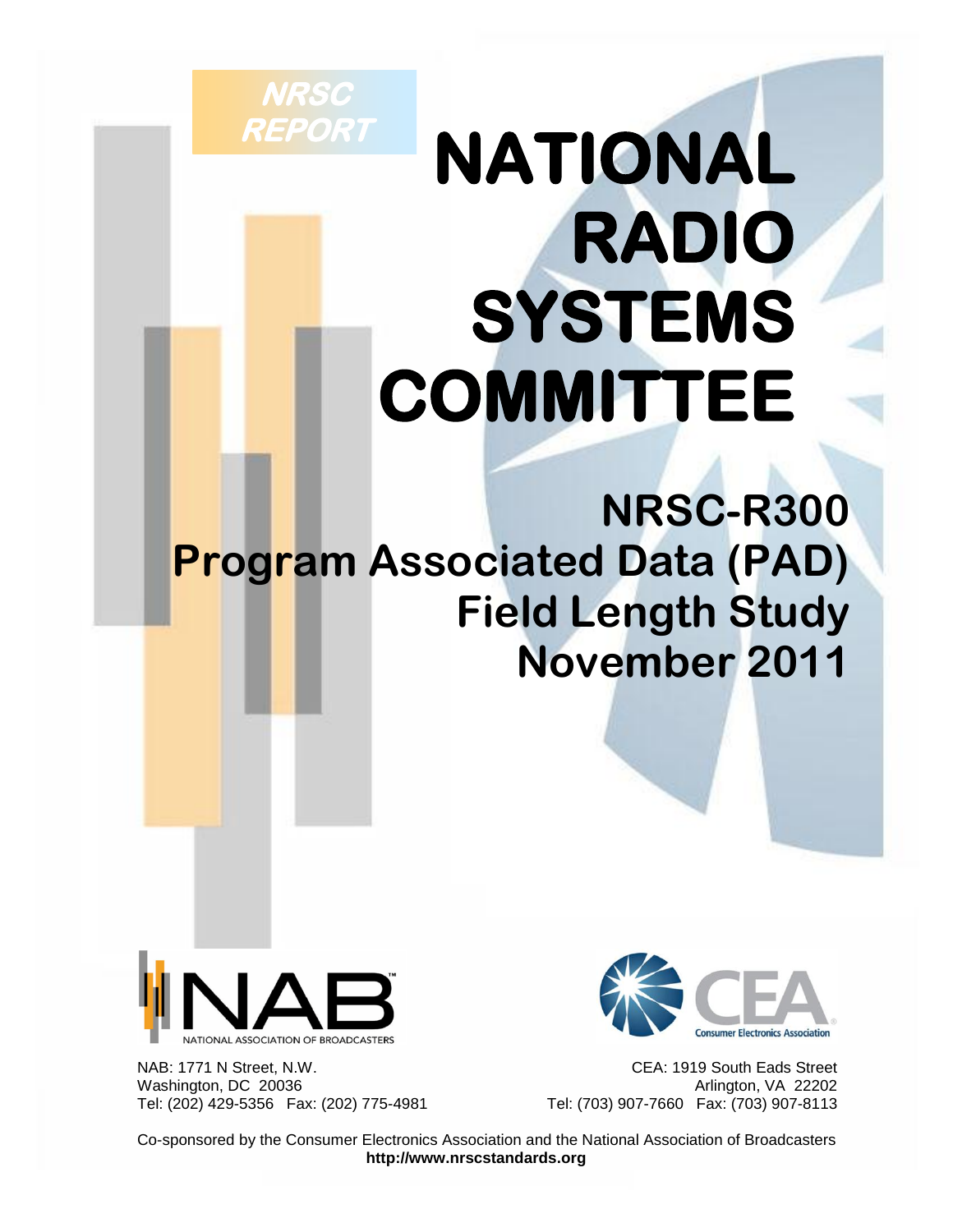NRSC REPORT

# NATIONAL RADIO SYSTEMS COMMITTEE

## NRSC-R300
## Program Associated Data (PAD) Field Length Study
## November 2011

NATIONAL ASSOCIATION OF BROADCASTERS

Consumer Electronics Association

NAB: 1771 N Street, N.W.
Washington, DC 20036
Tel: (202) 429-5356 Fax: (202) 775-4981

CEA: 1919 South Eads Street
Arlington, VA 22202
Tel: (703) 907-7660 Fax: (703) 907-8113

Co-sponsored by the Consumer Electronics Association and the National Association of Broadcasters
**http://www.nrscstandards.org**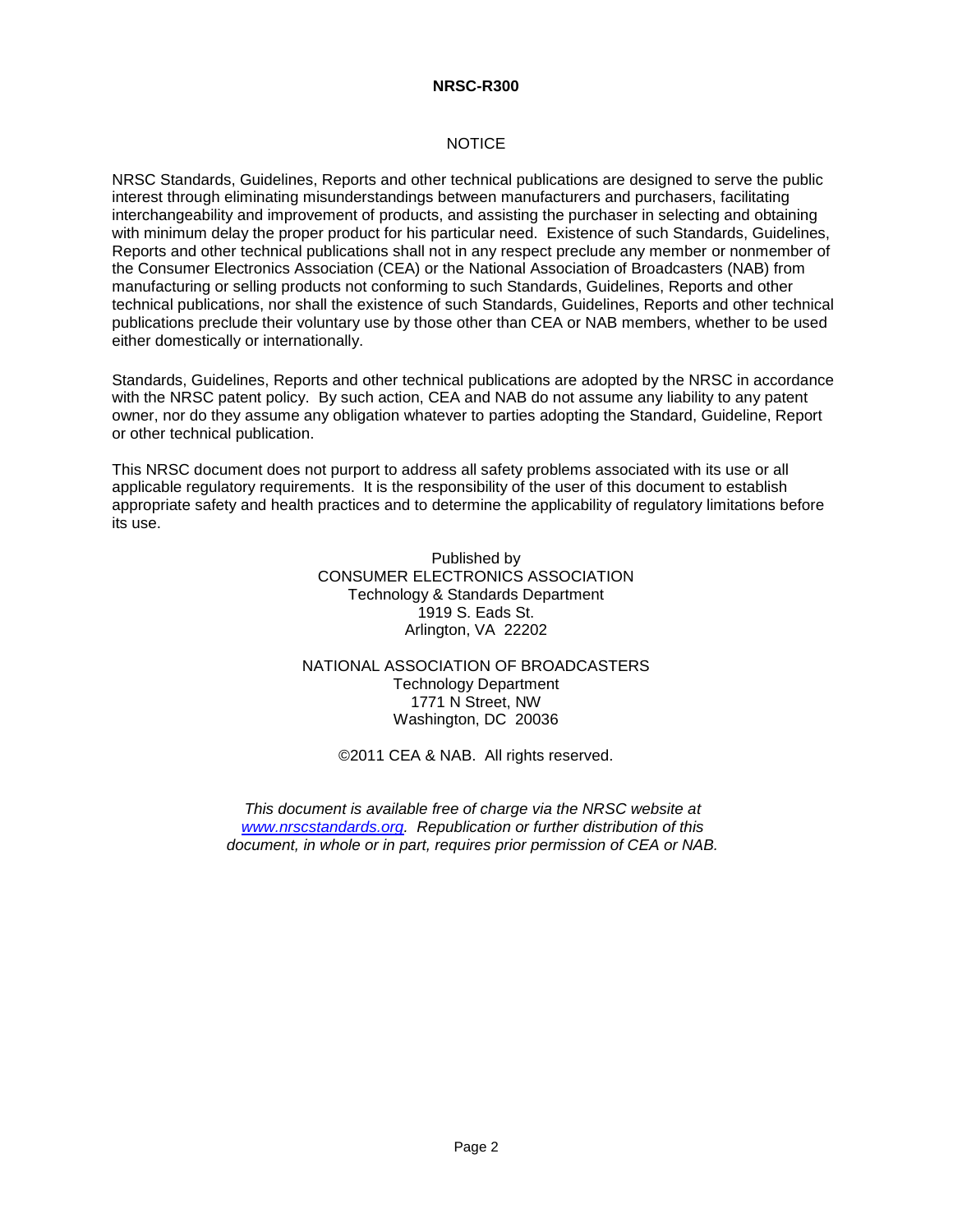NOTICE

NRSC Standards, Guidelines, Reports and other technical publications are designed to serve the public interest through eliminating misunderstandings between manufacturers and purchasers, facilitating interchangeability and improvement of products, and assisting the purchaser in selecting and obtaining with minimum delay the proper product for his particular need. Existence of such Standards, Guidelines, Reports and other technical publications shall not in any respect preclude any member or nonmember of the Consumer Electronics Association (CEA) or the National Association of Broadcasters (NAB) from manufacturing or selling products not conforming to such Standards, Guidelines, Reports and other technical publications, nor shall the existence of such Standards, Guidelines, Reports and other technical publications preclude their voluntary use by those other than CEA or NAB members, whether to be used either domestically or internationally.

Standards, Guidelines, Reports and other technical publications are adopted by the NRSC in accordance with the NRSC patent policy. By such action, CEA and NAB do not assume any liability to any patent owner, nor do they assume any obligation whatever to parties adopting the Standard, Guideline, Report or other technical publication.

This NRSC document does not purport to address all safety problems associated with its use or all applicable regulatory requirements. It is the responsibility of the user of this document to establish appropriate safety and health practices and to determine the applicability of regulatory limitations before its use.

Published by
CONSUMER ELECTRONICS ASSOCIATION
Technology & Standards Department
1919 S. Eads St.
Arlington, VA 22202

NATIONAL ASSOCIATION OF BROADCASTERS
Technology Department
1771 N Street, NW
Washington, DC 20036

©2011 CEA & NAB. All rights reserved.

*This document is available free of charge via the NRSC website at [www.nrscstandards.org](http://www.nrscstandards.org). Republication or further distribution of this document, in whole or in part, requires prior permission of CEA or NAB.*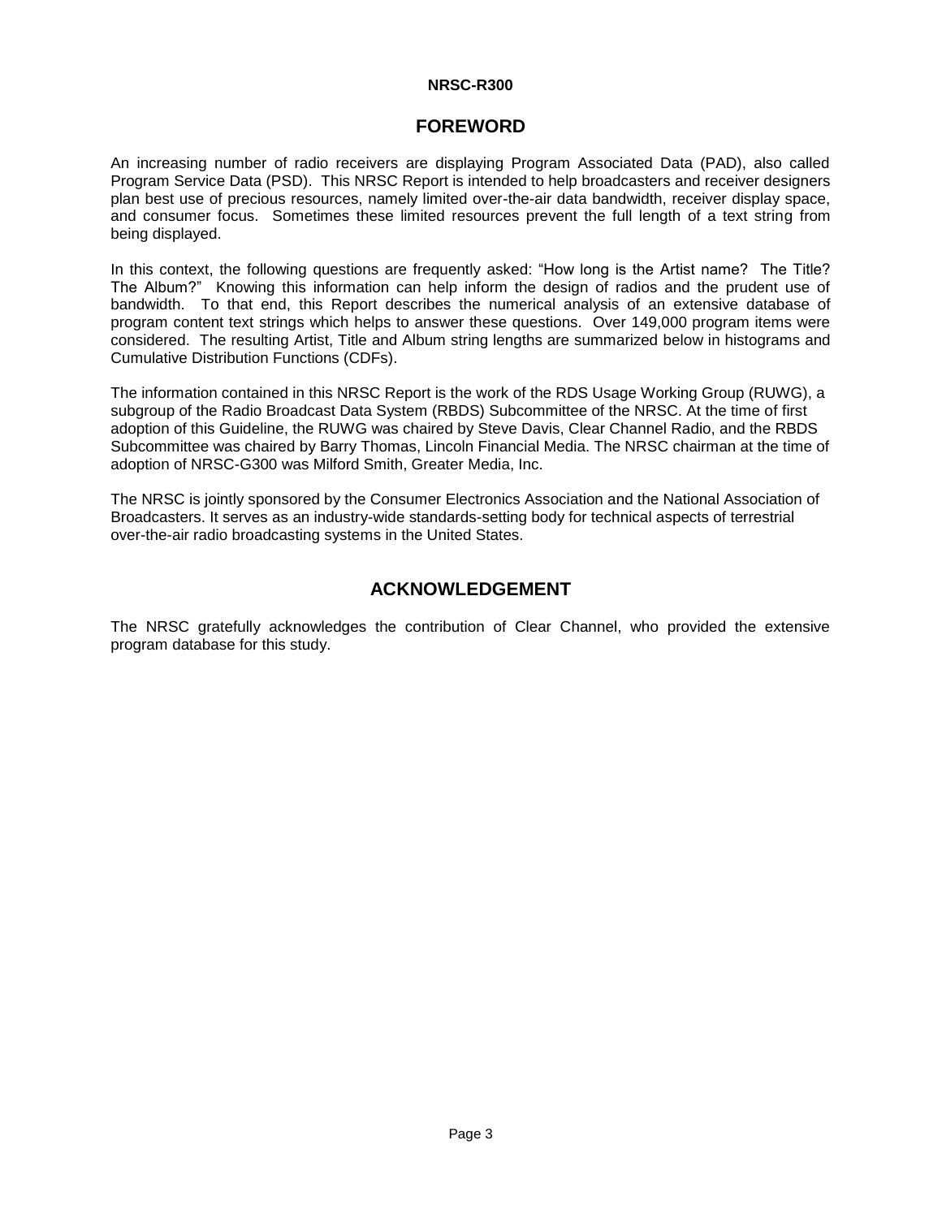## FOREWORD

An increasing number of radio receivers are displaying Program Associated Data (PAD), also called Program Service Data (PSD). This NRSC Report is intended to help broadcasters and receiver designers plan best use of precious resources, namely limited over-the-air data bandwidth, receiver display space, and consumer focus. Sometimes these limited resources prevent the full length of a text string from being displayed.

In this context, the following questions are frequently asked: "How long is the Artist name? The Title? The Album?" Knowing this information can help inform the design of radios and the prudent use of bandwidth. To that end, this Report describes the numerical analysis of an extensive database of program content text strings which helps to answer these questions. Over 149,000 program items were considered. The resulting Artist, Title and Album string lengths are summarized below in histograms and Cumulative Distribution Functions (CDFs).

The information contained in this NRSC Report is the work of the RDS Usage Working Group (RUWG), a subgroup of the Radio Broadcast Data System (RBDS) Subcommittee of the NRSC. At the time of first adoption of this Guideline, the RUWG was chaired by Steve Davis, Clear Channel Radio, and the RBDS Subcommittee was chaired by Barry Thomas, Lincoln Financial Media. The NRSC chairman at the time of adoption of NRSC-G300 was Milford Smith, Greater Media, Inc.

The NRSC is jointly sponsored by the Consumer Electronics Association and the National Association of Broadcasters. It serves as an industry-wide standards-setting body for technical aspects of terrestrial over-the-air radio broadcasting systems in the United States.

## ACKNOWLEDGEMENT

The NRSC gratefully acknowledges the contribution of Clear Channel, who provided the extensive program database for this study.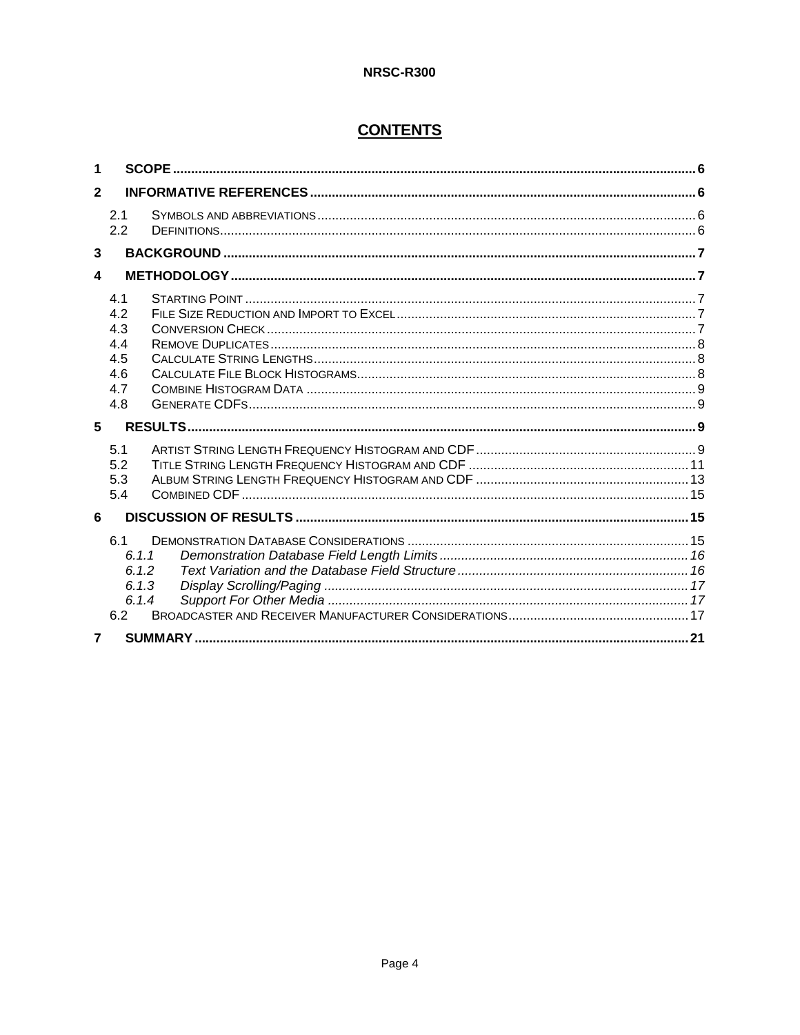# CONTENTS

| | | |
|---|---|---|
| **1** | **SCOPE** | **6** |
| **2** | **INFORMATIVE REFERENCES** | **6** |
| 2.1 | SYMBOLS AND ABBREVIATIONS | 6 |
| 2.2 | DEFINITIONS | 6 |
| **3** | **BACKGROUND** | **7** |
| **4** | **METHODOLOGY** | **7** |
| 4.1 | STARTING POINT | 7 |
| 4.2 | FILE SIZE REDUCTION AND IMPORT TO EXCEL | 7 |
| 4.3 | CONVERSION CHECK | 7 |
| 4.4 | REMOVE DUPLICATES | 8 |
| 4.5 | CALCULATE STRING LENGTHS | 8 |
| 4.6 | CALCULATE FILE BLOCK HISTOGRAMS | 8 |
| 4.7 | COMBINE HISTOGRAM DATA | 9 |
| 4.8 | GENERATE CDFS | 9 |
| **5** | **RESULTS** | **9** |
| 5.1 | ARTIST STRING LENGTH FREQUENCY HISTOGRAM AND CDF | 9 |
| 5.2 | TITLE STRING LENGTH FREQUENCY HISTOGRAM AND CDF | 11 |
| 5.3 | ALBUM STRING LENGTH FREQUENCY HISTOGRAM AND CDF | 13 |
| 5.4 | COMBINED CDF | 15 |
| **6** | **DISCUSSION OF RESULTS** | **15** |
| 6.1 | DEMONSTRATION DATABASE CONSIDERATIONS | 15 |
| *6.1.1* | *Demonstration Database Field Length Limits* | *16* |
| *6.1.2* | *Text Variation and the Database Field Structure* | *16* |
| *6.1.3* | *Display Scrolling/Paging* | *17* |
| *6.1.4* | *Support For Other Media* | *17* |
| 6.2 | BROADCASTER AND RECEIVER MANUFACTURER CONSIDERATIONS | 17 |
| **7** | **SUMMARY** | **21** |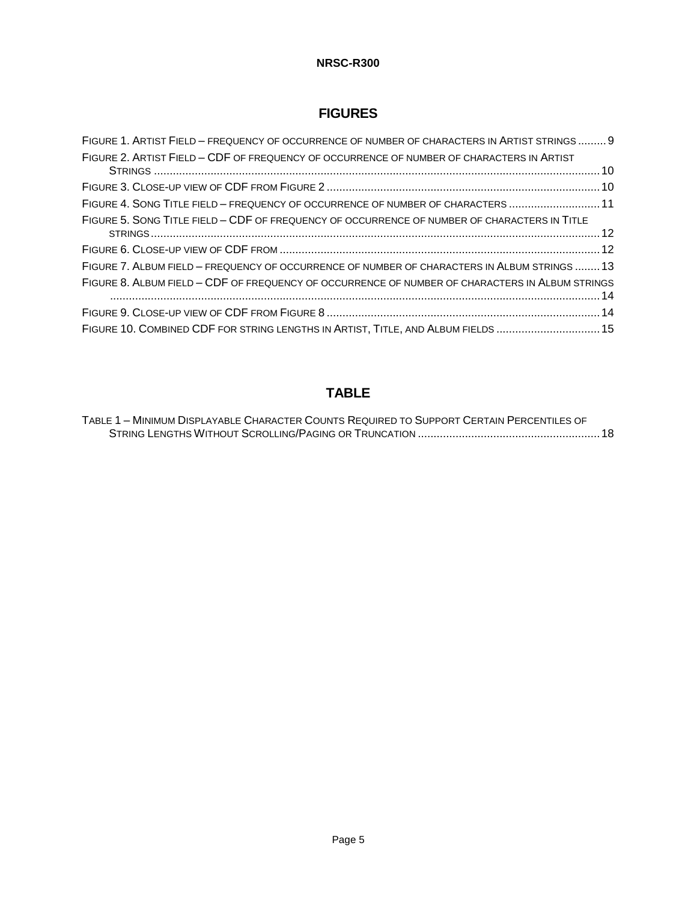## FIGURES

Figure 1. Artist Field – frequency of occurrence of number of characters in Artist strings ......... 9

Figure 2. Artist Field – CDF of frequency of occurrence of number of characters in Artist Strings ......... 10

Figure 3. Close-up view of CDF from Figure 2 ......... 10

Figure 4. Song Title field – frequency of occurrence of number of characters ......... 11

Figure 5. Song Title field – CDF of frequency of occurrence of number of characters in Title strings ......... 12

Figure 6. Close-up view of CDF from ......... 12

Figure 7. Album field – frequency of occurrence of number of characters in Album strings ......... 13

Figure 8. Album field – CDF of frequency of occurrence of number of characters in Album strings ......... 14

Figure 9. Close-up view of CDF from Figure 8 ......... 14

Figure 10. Combined CDF for string lengths in Artist, Title, and Album fields ......... 15

## TABLE

Table 1 – Minimum Displayable Character Counts Required to Support Certain Percentiles of String Lengths Without Scrolling/Paging or Truncation ......... 18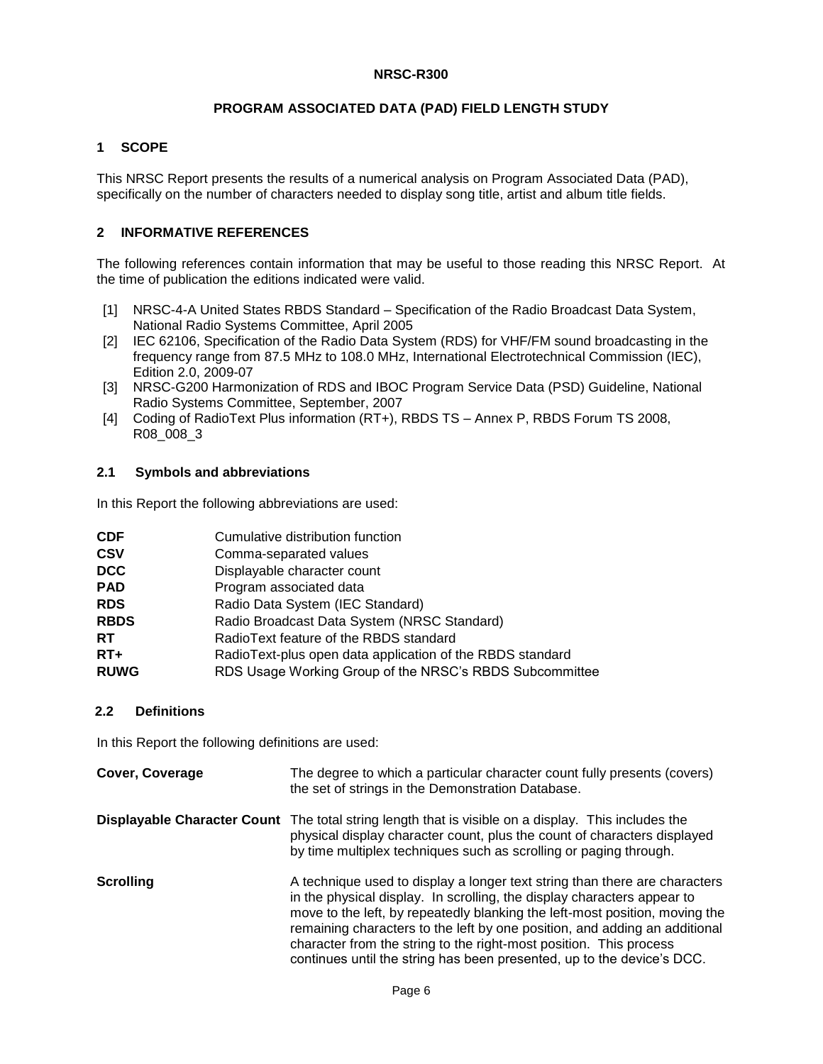**NRSC-R300**

# PROGRAM ASSOCIATED DATA (PAD) FIELD LENGTH STUDY

## 1 SCOPE

This NRSC Report presents the results of a numerical analysis on Program Associated Data (PAD), specifically on the number of characters needed to display song title, artist and album title fields.

## 2 INFORMATIVE REFERENCES

The following references contain information that may be useful to those reading this NRSC Report. At the time of publication the editions indicated were valid.

[1] NRSC-4-A United States RBDS Standard – Specification of the Radio Broadcast Data System, National Radio Systems Committee, April 2005

[2] IEC 62106, Specification of the Radio Data System (RDS) for VHF/FM sound broadcasting in the frequency range from 87.5 MHz to 108.0 MHz, International Electrotechnical Commission (IEC), Edition 2.0, 2009-07

[3] NRSC-G200 Harmonization of RDS and IBOC Program Service Data (PSD) Guideline, National Radio Systems Committee, September, 2007

[4] Coding of RadioText Plus information (RT+), RBDS TS – Annex P, RBDS Forum TS 2008, R08_008_3

### 2.1 Symbols and abbreviations

In this Report the following abbreviations are used:

| | |
|---|---|
| **CDF** | Cumulative distribution function |
| **CSV** | Comma-separated values |
| **DCC** | Displayable character count |
| **PAD** | Program associated data |
| **RDS** | Radio Data System (IEC Standard) |
| **RBDS** | Radio Broadcast Data System (NRSC Standard) |
| **RT** | RadioText feature of the RBDS standard |
| **RT+** | RadioText-plus open data application of the RBDS standard |
| **RUWG** | RDS Usage Working Group of the NRSC's RBDS Subcommittee |

### 2.2 Definitions

In this Report the following definitions are used:

| | |
|---|---|
| **Cover, Coverage** | The degree to which a particular character count fully presents (covers) the set of strings in the Demonstration Database. |
| **Displayable Character Count** | The total string length that is visible on a display. This includes the physical display character count, plus the count of characters displayed by time multiplex techniques such as scrolling or paging through. |
| **Scrolling** | A technique used to display a longer text string than there are characters in the physical display. In scrolling, the display characters appear to move to the left, by repeatedly blanking the left-most position, moving the remaining characters to the left by one position, and adding an additional character from the string to the right-most position. This process continues until the string has been presented, up to the device's DCC. |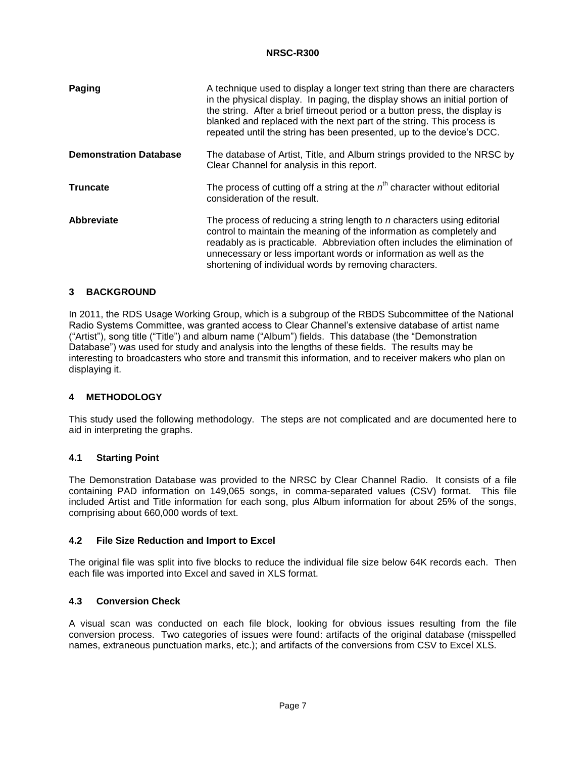**Paging** A technique used to display a longer text string than there are characters in the physical display. In paging, the display shows an initial portion of the string. After a brief timeout period or a button press, the display is blanked and replaced with the next part of the string. This process is repeated until the string has been presented, up to the device's DCC.

**Demonstration Database** The database of Artist, Title, and Album strings provided to the NRSC by Clear Channel for analysis in this report.

**Truncate** The process of cutting off a string at the $n^{th}$ character without editorial consideration of the result.

**Abbreviate** The process of reducing a string length to *n* characters using editorial control to maintain the meaning of the information as completely and readably as is practicable. Abbreviation often includes the elimination of unnecessary or less important words or information as well as the shortening of individual words by removing characters.

## 3 BACKGROUND

In 2011, the RDS Usage Working Group, which is a subgroup of the RBDS Subcommittee of the National Radio Systems Committee, was granted access to Clear Channel's extensive database of artist name ("Artist"), song title ("Title") and album name ("Album") fields. This database (the "Demonstration Database") was used for study and analysis into the lengths of these fields. The results may be interesting to broadcasters who store and transmit this information, and to receiver makers who plan on displaying it.

## 4 METHODOLOGY

This study used the following methodology. The steps are not complicated and are documented here to aid in interpreting the graphs.

### 4.1 Starting Point

The Demonstration Database was provided to the NRSC by Clear Channel Radio. It consists of a file containing PAD information on 149,065 songs, in comma-separated values (CSV) format. This file included Artist and Title information for each song, plus Album information for about 25% of the songs, comprising about 660,000 words of text.

### 4.2 File Size Reduction and Import to Excel

The original file was split into five blocks to reduce the individual file size below 64K records each. Then each file was imported into Excel and saved in XLS format.

### 4.3 Conversion Check

A visual scan was conducted on each file block, looking for obvious issues resulting from the file conversion process. Two categories of issues were found: artifacts of the original database (misspelled names, extraneous punctuation marks, etc.); and artifacts of the conversions from CSV to Excel XLS.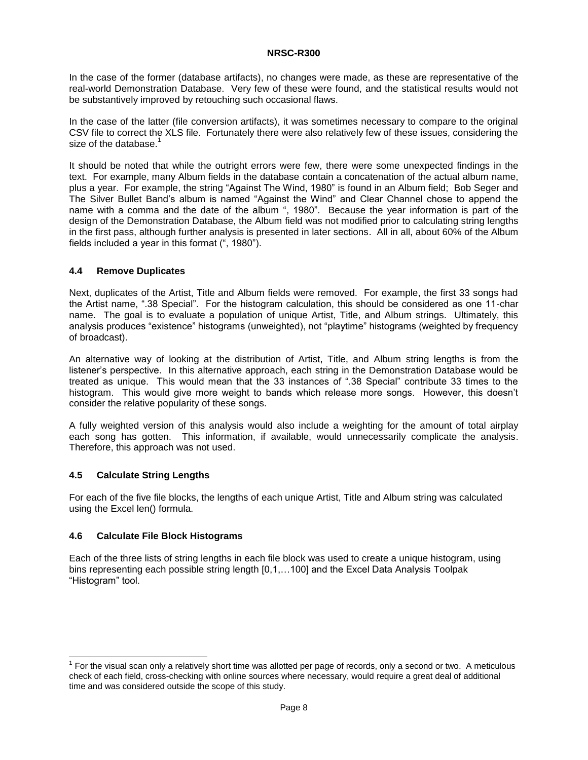In the case of the former (database artifacts), no changes were made, as these are representative of the real-world Demonstration Database. Very few of these were found, and the statistical results would not be substantively improved by retouching such occasional flaws.

In the case of the latter (file conversion artifacts), it was sometimes necessary to compare to the original CSV file to correct the XLS file. Fortunately there were also relatively few of these issues, considering the size of the database.[1]

It should be noted that while the outright errors were few, there were some unexpected findings in the text. For example, many Album fields in the database contain a concatenation of the actual album name, plus a year. For example, the string "Against The Wind, 1980" is found in an Album field; Bob Seger and The Silver Bullet Band's album is named "Against the Wind" and Clear Channel chose to append the name with a comma and the date of the album ", 1980". Because the year information is part of the design of the Demonstration Database, the Album field was not modified prior to calculating string lengths in the first pass, although further analysis is presented in later sections. All in all, about 60% of the Album fields included a year in this format (", 1980").

### 4.4 Remove Duplicates

Next, duplicates of the Artist, Title and Album fields were removed. For example, the first 33 songs had the Artist name, ".38 Special". For the histogram calculation, this should be considered as one 11-char name. The goal is to evaluate a population of unique Artist, Title, and Album strings. Ultimately, this analysis produces "existence" histograms (unweighted), not "playtime" histograms (weighted by frequency of broadcast).

An alternative way of looking at the distribution of Artist, Title, and Album string lengths is from the listener's perspective. In this alternative approach, each string in the Demonstration Database would be treated as unique. This would mean that the 33 instances of ".38 Special" contribute 33 times to the histogram. This would give more weight to bands which release more songs. However, this doesn't consider the relative popularity of these songs.

A fully weighted version of this analysis would also include a weighting for the amount of total airplay each song has gotten. This information, if available, would unnecessarily complicate the analysis. Therefore, this approach was not used.

### 4.5 Calculate String Lengths

For each of the five file blocks, the lengths of each unique Artist, Title and Album string was calculated using the Excel len() formula.

### 4.6 Calculate File Block Histograms

Each of the three lists of string lengths in each file block was used to create a unique histogram, using bins representing each possible string length [0,1,…100] and the Excel Data Analysis Toolpak "Histogram" tool.

---

[1] For the visual scan only a relatively short time was allotted per page of records, only a second or two. A meticulous check of each field, cross-checking with online sources where necessary, would require a great deal of additional time and was considered outside the scope of this study.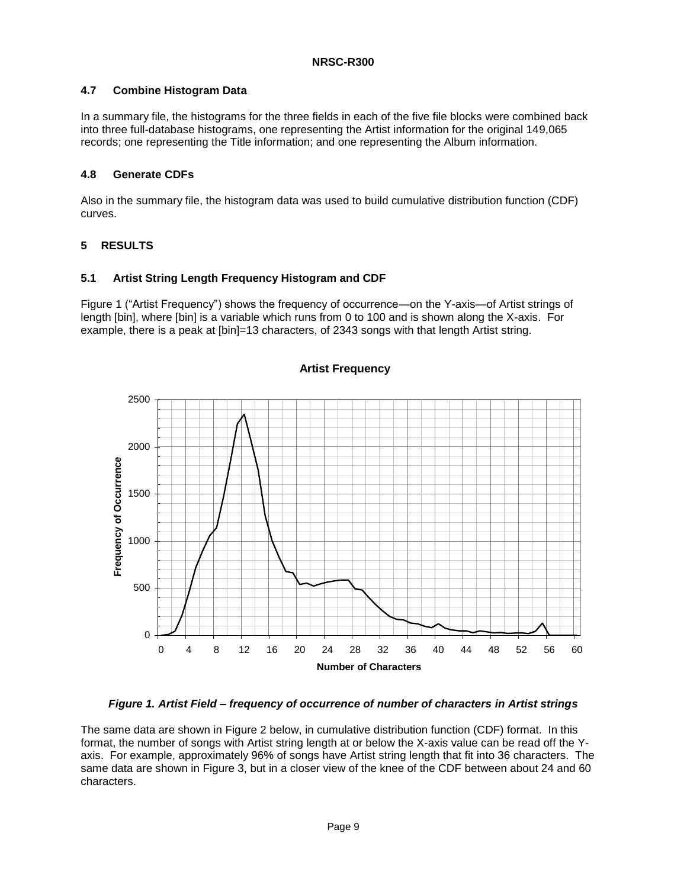## 4.7 Combine Histogram Data

In a summary file, the histograms for the three fields in each of the five file blocks were combined back into three full-database histograms, one representing the Artist information for the original 149,065 records; one representing the Title information; and one representing the Album information.

## 4.8 Generate CDFs

Also in the summary file, the histogram data was used to build cumulative distribution function (CDF) curves.

# 5 RESULTS

## 5.1 Artist String Length Frequency Histogram and CDF

Figure 1 ("Artist Frequency") shows the frequency of occurrence—on the Y-axis—of Artist strings of length [bin], where [bin] is a variable which runs from 0 to 100 and is shown along the X-axis. For example, there is a peak at [bin]=13 characters, of 2343 songs with that length Artist string.

*Figure 1. Artist Field – frequency of occurrence of number of characters in Artist strings*

The same data are shown in Figure 2 below, in cumulative distribution function (CDF) format. In this format, the number of songs with Artist string length at or below the X-axis value can be read off the Y-axis. For example, approximately 96% of songs have Artist string length that fit into 36 characters. The same data are shown in Figure 3, but in a closer view of the knee of the CDF between about 24 and 60 characters.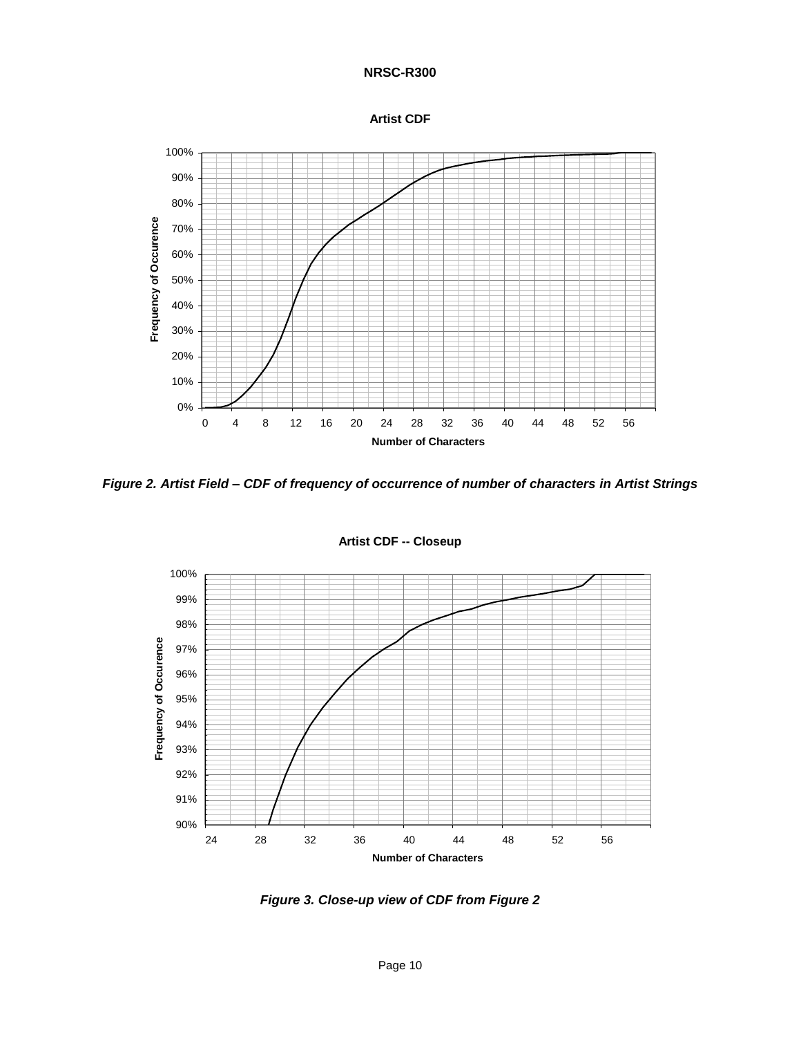Figure 2. Artist Field – CDF of frequency of occurrence of number of characters in Artist Strings

Figure 3. Close-up view of CDF from Figure 2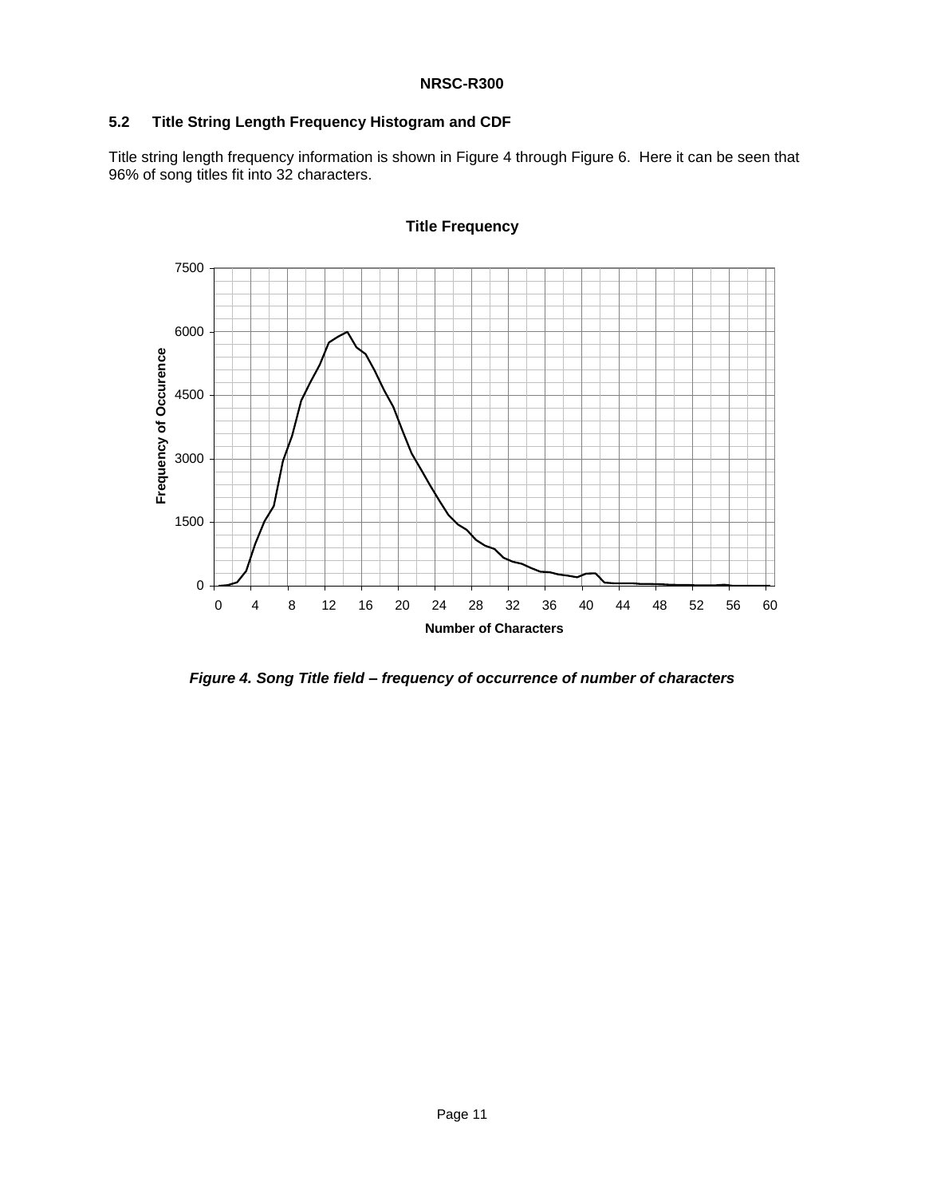## 5.2 Title String Length Frequency Histogram and CDF

Title string length frequency information is shown in Figure 4 through Figure 6. Here it can be seen that 96% of song titles fit into 32 characters.

*Figure 4. Song Title field – frequency of occurrence of number of characters*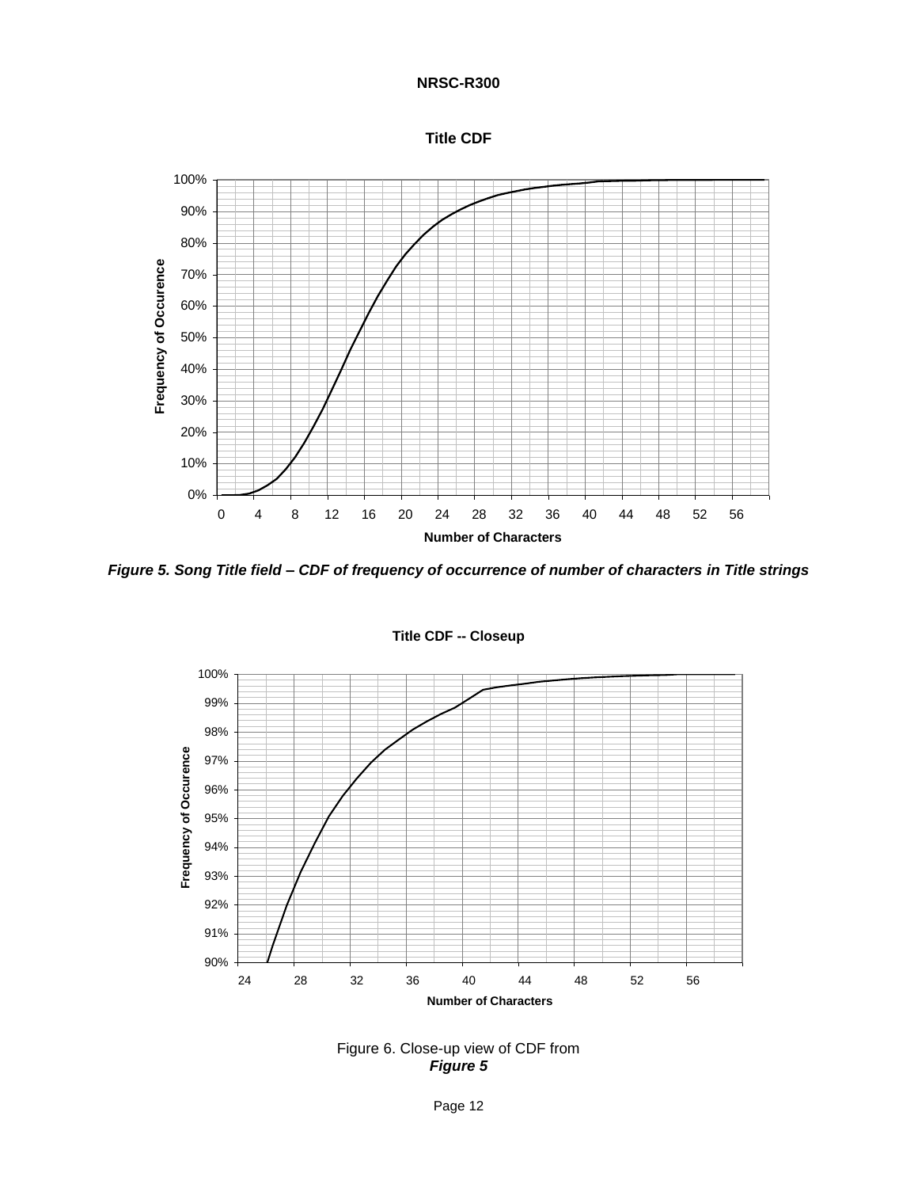Title CDF

*Figure 5. Song Title field – CDF of frequency of occurrence of number of characters in Title strings*

Title CDF -- Closeup

Figure 6. Close-up view of CDF from ***Figure 5***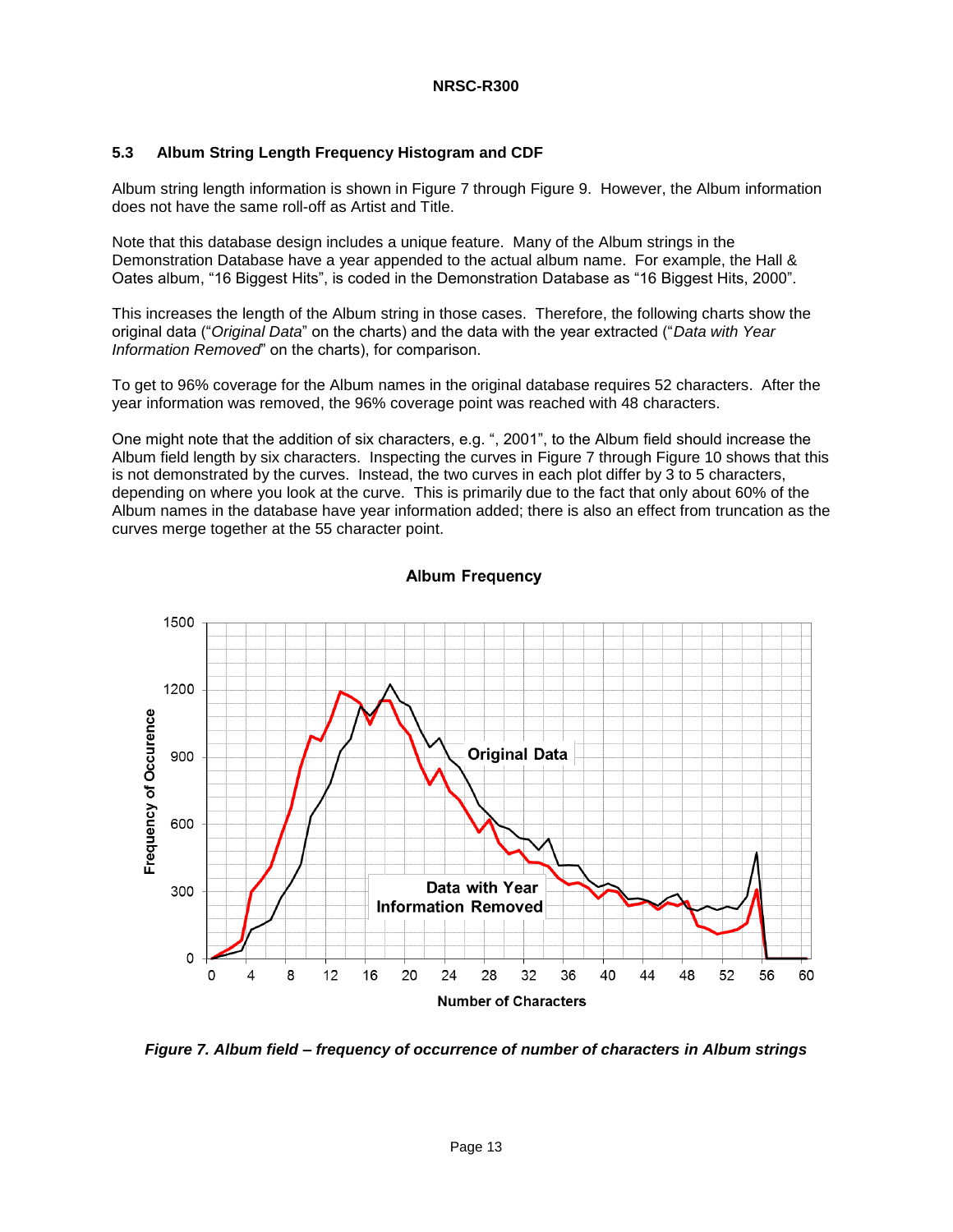### 5.3 Album String Length Frequency Histogram and CDF

Album string length information is shown in Figure 7 through Figure 9. However, the Album information does not have the same roll-off as Artist and Title.

Note that this database design includes a unique feature. Many of the Album strings in the Demonstration Database have a year appended to the actual album name. For example, the Hall & Oates album, "16 Biggest Hits", is coded in the Demonstration Database as "16 Biggest Hits, 2000".

This increases the length of the Album string in those cases. Therefore, the following charts show the original data ("*Original Data*" on the charts) and the data with the year extracted ("*Data with Year Information Removed*" on the charts), for comparison.

To get to 96% coverage for the Album names in the original database requires 52 characters. After the year information was removed, the 96% coverage point was reached with 48 characters.

One might note that the addition of six characters, e.g. ", 2001", to the Album field should increase the Album field length by six characters. Inspecting the curves in Figure 7 through Figure 10 shows that this is not demonstrated by the curves. Instead, the two curves in each plot differ by 3 to 5 characters, depending on where you look at the curve. This is primarily due to the fact that only about 60% of the Album names in the database have year information added; there is also an effect from truncation as the curves merge together at the 55 character point.

*Figure 7. Album field – frequency of occurrence of number of characters in Album strings*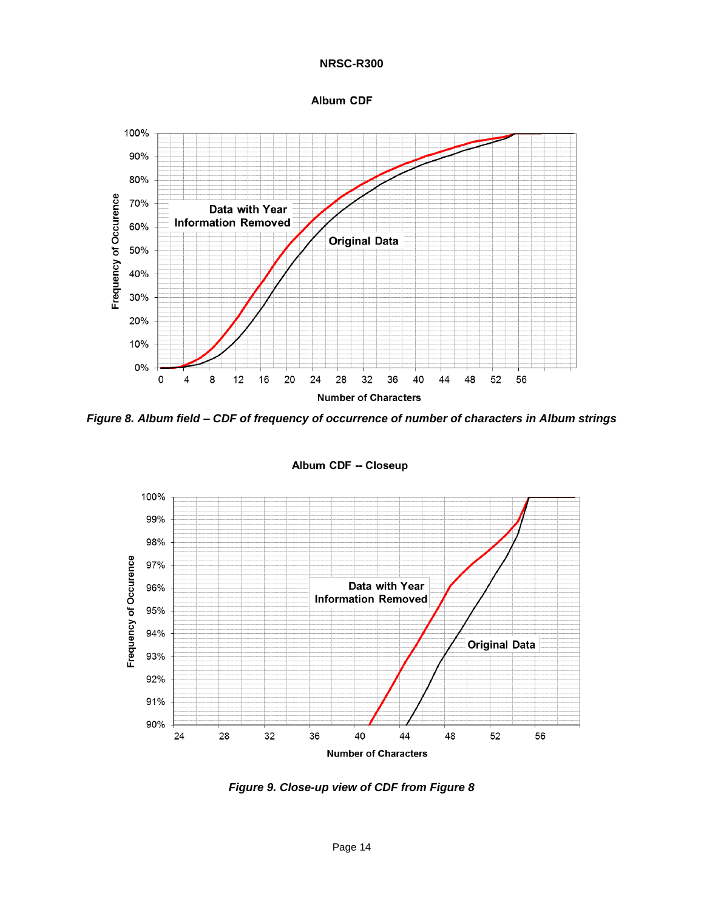Album CDF

Frequency of Occurence

Number of Characters

Data with Year Information Removed

Original Data

*Figure 8. Album field – CDF of frequency of occurrence of number of characters in Album strings*

Album CDF -- Closeup

Frequency of Occurence

Number of Characters

Data with Year Information Removed

Original Data

*Figure 9. Close-up view of CDF from Figure 8*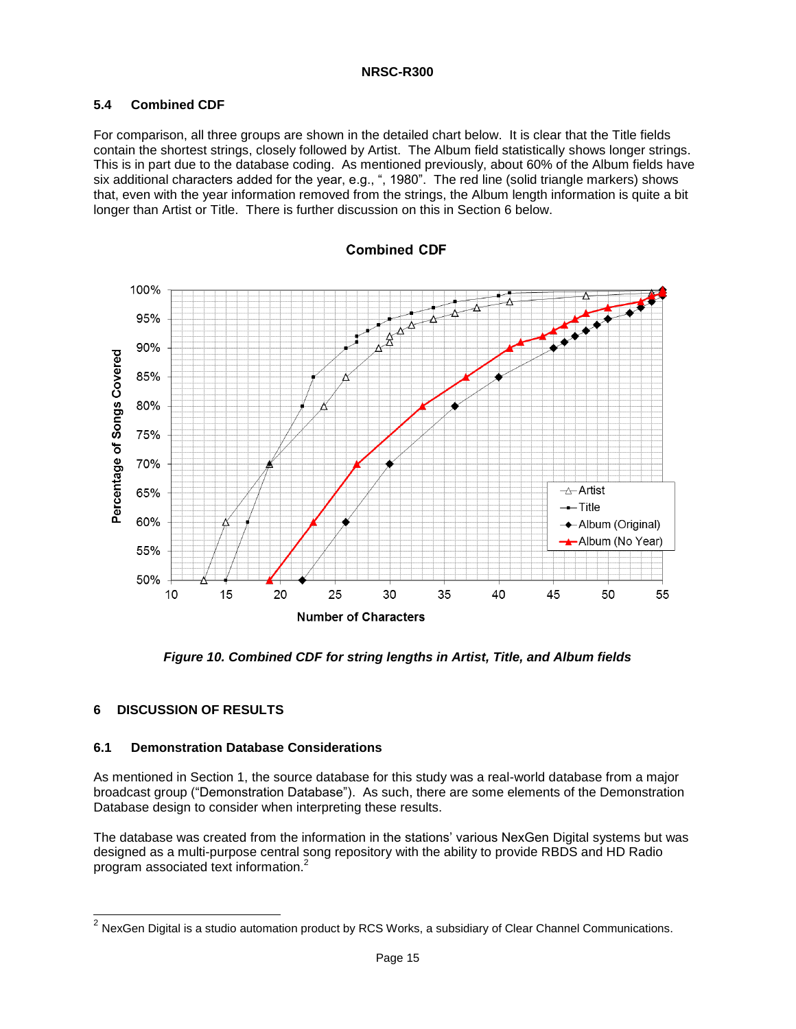## 5.4 Combined CDF

For comparison, all three groups are shown in the detailed chart below. It is clear that the Title fields contain the shortest strings, closely followed by Artist. The Album field statistically shows longer strings. This is in part due to the database coding. As mentioned previously, about 60% of the Album fields have six additional characters added for the year, e.g., ", 1980". The red line (solid triangle markers) shows that, even with the year information removed from the strings, the Album length information is quite a bit longer than Artist or Title. There is further discussion on this in Section 6 below.

*Figure 10. Combined CDF for string lengths in Artist, Title, and Album fields*

# 6 DISCUSSION OF RESULTS

## 6.1 Demonstration Database Considerations

As mentioned in Section 1, the source database for this study was a real-world database from a major broadcast group ("Demonstration Database"). As such, there are some elements of the Demonstration Database design to consider when interpreting these results.

The database was created from the information in the stations' various NexGen Digital systems but was designed as a multi-purpose central song repository with the ability to provide RBDS and HD Radio program associated text information.[2]

[2] NexGen Digital is a studio automation product by RCS Works, a subsidiary of Clear Channel Communications.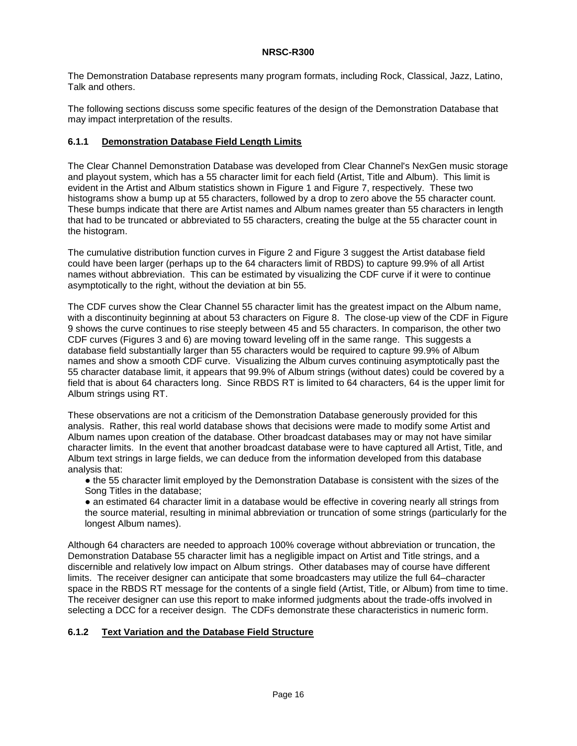The Demonstration Database represents many program formats, including Rock, Classical, Jazz, Latino, Talk and others.

The following sections discuss some specific features of the design of the Demonstration Database that may impact interpretation of the results.

### 6.1.1 Demonstration Database Field Length Limits

The Clear Channel Demonstration Database was developed from Clear Channel's NexGen music storage and playout system, which has a 55 character limit for each field (Artist, Title and Album). This limit is evident in the Artist and Album statistics shown in Figure 1 and Figure 7, respectively. These two histograms show a bump up at 55 characters, followed by a drop to zero above the 55 character count. These bumps indicate that there are Artist names and Album names greater than 55 characters in length that had to be truncated or abbreviated to 55 characters, creating the bulge at the 55 character count in the histogram.

The cumulative distribution function curves in Figure 2 and Figure 3 suggest the Artist database field could have been larger (perhaps up to the 64 characters limit of RBDS) to capture 99.9% of all Artist names without abbreviation. This can be estimated by visualizing the CDF curve if it were to continue asymptotically to the right, without the deviation at bin 55.

The CDF curves show the Clear Channel 55 character limit has the greatest impact on the Album name, with a discontinuity beginning at about 53 characters on Figure 8. The close-up view of the CDF in Figure 9 shows the curve continues to rise steeply between 45 and 55 characters. In comparison, the other two CDF curves (Figures 3 and 6) are moving toward leveling off in the same range. This suggests a database field substantially larger than 55 characters would be required to capture 99.9% of Album names and show a smooth CDF curve. Visualizing the Album curves continuing asymptotically past the 55 character database limit, it appears that 99.9% of Album strings (without dates) could be covered by a field that is about 64 characters long. Since RBDS RT is limited to 64 characters, 64 is the upper limit for Album strings using RT.

These observations are not a criticism of the Demonstration Database generously provided for this analysis. Rather, this real world database shows that decisions were made to modify some Artist and Album names upon creation of the database. Other broadcast databases may or may not have similar character limits. In the event that another broadcast database were to have captured all Artist, Title, and Album text strings in large fields, we can deduce from the information developed from this database analysis that:

- the 55 character limit employed by the Demonstration Database is consistent with the sizes of the Song Titles in the database;
- an estimated 64 character limit in a database would be effective in covering nearly all strings from the source material, resulting in minimal abbreviation or truncation of some strings (particularly for the longest Album names).

Although 64 characters are needed to approach 100% coverage without abbreviation or truncation, the Demonstration Database 55 character limit has a negligible impact on Artist and Title strings, and a discernible and relatively low impact on Album strings. Other databases may of course have different limits. The receiver designer can anticipate that some broadcasters may utilize the full 64–character space in the RBDS RT message for the contents of a single field (Artist, Title, or Album) from time to time. The receiver designer can use this report to make informed judgments about the trade-offs involved in selecting a DCC for a receiver design. The CDFs demonstrate these characteristics in numeric form.

### 6.1.2 Text Variation and the Database Field Structure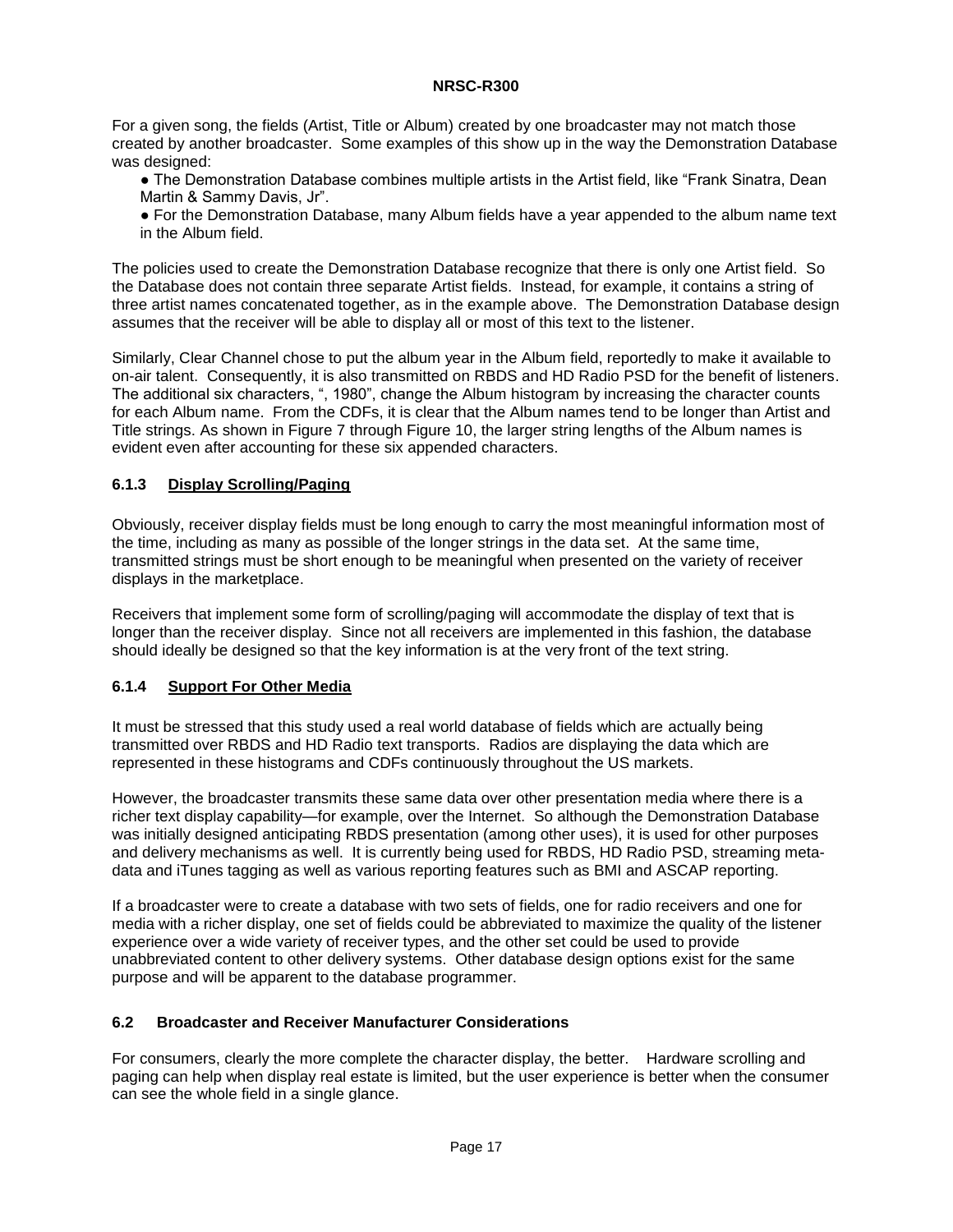For a given song, the fields (Artist, Title or Album) created by one broadcaster may not match those created by another broadcaster. Some examples of this show up in the way the Demonstration Database was designed:

- The Demonstration Database combines multiple artists in the Artist field, like "Frank Sinatra, Dean Martin & Sammy Davis, Jr".
- For the Demonstration Database, many Album fields have a year appended to the album name text in the Album field.

The policies used to create the Demonstration Database recognize that there is only one Artist field. So the Database does not contain three separate Artist fields. Instead, for example, it contains a string of three artist names concatenated together, as in the example above. The Demonstration Database design assumes that the receiver will be able to display all or most of this text to the listener.

Similarly, Clear Channel chose to put the album year in the Album field, reportedly to make it available to on-air talent. Consequently, it is also transmitted on RBDS and HD Radio PSD for the benefit of listeners. The additional six characters, ", 1980", change the Album histogram by increasing the character counts for each Album name. From the CDFs, it is clear that the Album names tend to be longer than Artist and Title strings. As shown in Figure 7 through Figure 10, the larger string lengths of the Album names is evident even after accounting for these six appended characters.

### 6.1.3 Display Scrolling/Paging

Obviously, receiver display fields must be long enough to carry the most meaningful information most of the time, including as many as possible of the longer strings in the data set. At the same time, transmitted strings must be short enough to be meaningful when presented on the variety of receiver displays in the marketplace.

Receivers that implement some form of scrolling/paging will accommodate the display of text that is longer than the receiver display. Since not all receivers are implemented in this fashion, the database should ideally be designed so that the key information is at the very front of the text string.

### 6.1.4 Support For Other Media

It must be stressed that this study used a real world database of fields which are actually being transmitted over RBDS and HD Radio text transports. Radios are displaying the data which are represented in these histograms and CDFs continuously throughout the US markets.

However, the broadcaster transmits these same data over other presentation media where there is a richer text display capability—for example, over the Internet. So although the Demonstration Database was initially designed anticipating RBDS presentation (among other uses), it is used for other purposes and delivery mechanisms as well. It is currently being used for RBDS, HD Radio PSD, streaming meta-data and iTunes tagging as well as various reporting features such as BMI and ASCAP reporting.

If a broadcaster were to create a database with two sets of fields, one for radio receivers and one for media with a richer display, one set of fields could be abbreviated to maximize the quality of the listener experience over a wide variety of receiver types, and the other set could be used to provide unabbreviated content to other delivery systems. Other database design options exist for the same purpose and will be apparent to the database programmer.

## 6.2 Broadcaster and Receiver Manufacturer Considerations

For consumers, clearly the more complete the character display, the better. Hardware scrolling and paging can help when display real estate is limited, but the user experience is better when the consumer can see the whole field in a single glance.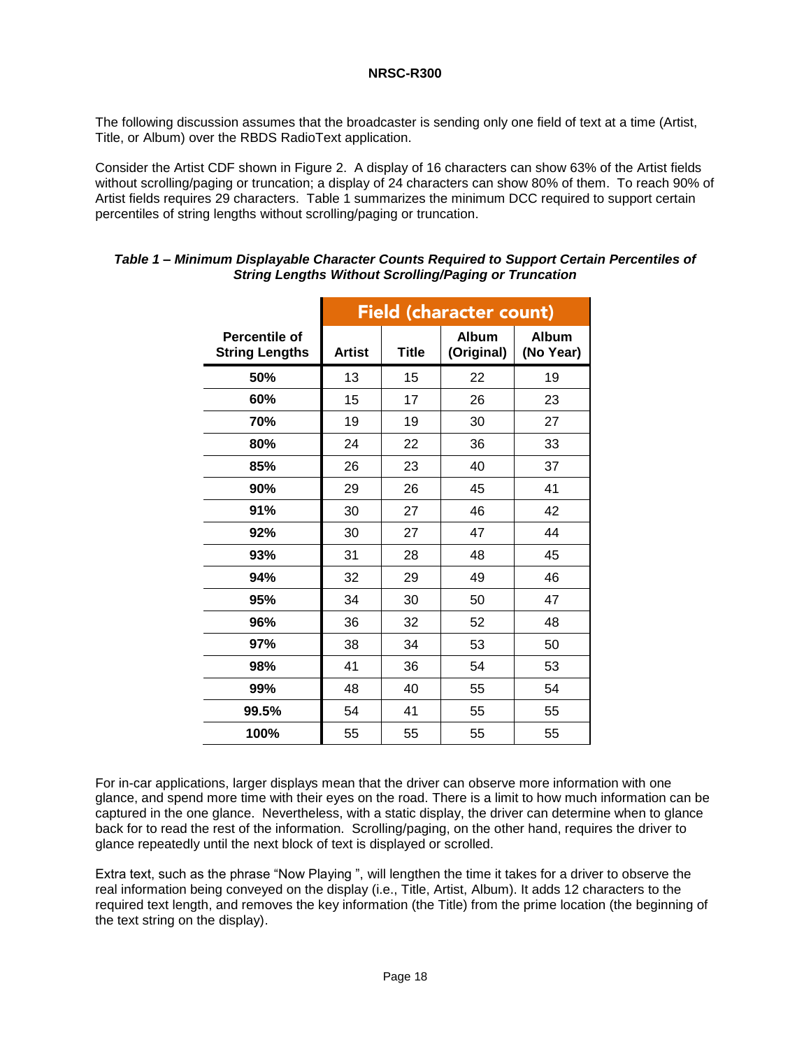The following discussion assumes that the broadcaster is sending only one field of text at a time (Artist, Title, or Album) over the RBDS RadioText application.

Consider the Artist CDF shown in Figure 2. A display of 16 characters can show 63% of the Artist fields without scrolling/paging or truncation; a display of 24 characters can show 80% of them. To reach 90% of Artist fields requires 29 characters. Table 1 summarizes the minimum DCC required to support certain percentiles of string lengths without scrolling/paging or truncation.

***Table 1 – Minimum Displayable Character Counts Required to Support Certain Percentiles of String Lengths Without Scrolling/Paging or Truncation***

| | Field (character count) | | | |
|---|---|---|---|---|
| **Percentile of String Lengths** | **Artist** | **Title** | **Album (Original)** | **Album (No Year)** |
| **50%** | 13 | 15 | 22 | 19 |
| **60%** | 15 | 17 | 26 | 23 |
| **70%** | 19 | 19 | 30 | 27 |
| **80%** | 24 | 22 | 36 | 33 |
| **85%** | 26 | 23 | 40 | 37 |
| **90%** | 29 | 26 | 45 | 41 |
| **91%** | 30 | 27 | 46 | 42 |
| **92%** | 30 | 27 | 47 | 44 |
| **93%** | 31 | 28 | 48 | 45 |
| **94%** | 32 | 29 | 49 | 46 |
| **95%** | 34 | 30 | 50 | 47 |
| **96%** | 36 | 32 | 52 | 48 |
| **97%** | 38 | 34 | 53 | 50 |
| **98%** | 41 | 36 | 54 | 53 |
| **99%** | 48 | 40 | 55 | 54 |
| **99.5%** | 54 | 41 | 55 | 55 |
| **100%** | 55 | 55 | 55 | 55 |

For in-car applications, larger displays mean that the driver can observe more information with one glance, and spend more time with their eyes on the road. There is a limit to how much information can be captured in the one glance. Nevertheless, with a static display, the driver can determine when to glance back for to read the rest of the information. Scrolling/paging, on the other hand, requires the driver to glance repeatedly until the next block of text is displayed or scrolled.

Extra text, such as the phrase "Now Playing ", will lengthen the time it takes for a driver to observe the real information being conveyed on the display (i.e., Title, Artist, Album). It adds 12 characters to the required text length, and removes the key information (the Title) from the prime location (the beginning of the text string on the display).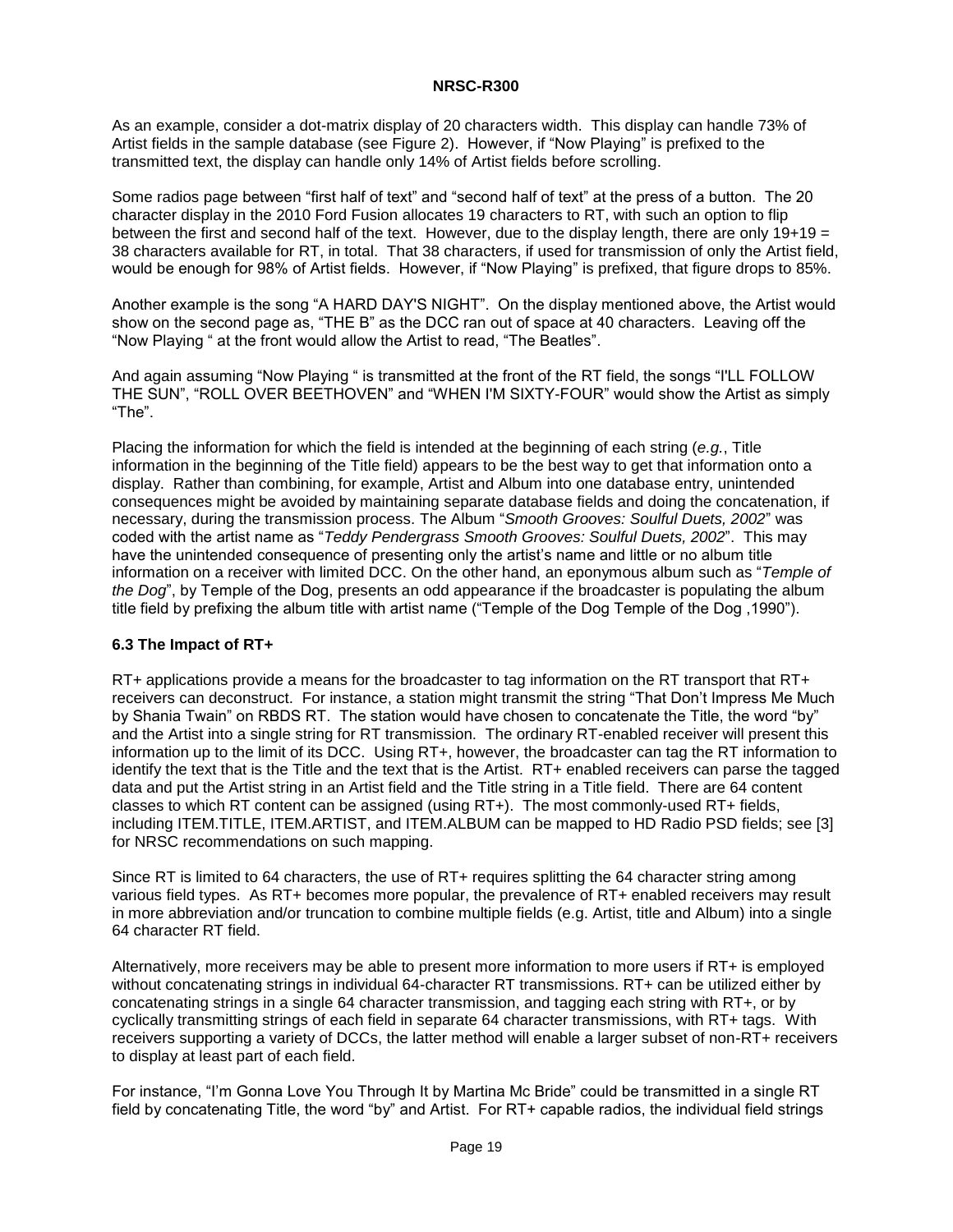As an example, consider a dot-matrix display of 20 characters width. This display can handle 73% of Artist fields in the sample database (see Figure 2). However, if "Now Playing" is prefixed to the transmitted text, the display can handle only 14% of Artist fields before scrolling.

Some radios page between "first half of text" and "second half of text" at the press of a button. The 20 character display in the 2010 Ford Fusion allocates 19 characters to RT, with such an option to flip between the first and second half of the text. However, due to the display length, there are only 19+19 = 38 characters available for RT, in total. That 38 characters, if used for transmission of only the Artist field, would be enough for 98% of Artist fields. However, if "Now Playing" is prefixed, that figure drops to 85%.

Another example is the song "A HARD DAY'S NIGHT". On the display mentioned above, the Artist would show on the second page as, "THE B" as the DCC ran out of space at 40 characters. Leaving off the "Now Playing " at the front would allow the Artist to read, "The Beatles".

And again assuming "Now Playing " is transmitted at the front of the RT field, the songs "I'LL FOLLOW THE SUN", "ROLL OVER BEETHOVEN" and "WHEN I'M SIXTY-FOUR" would show the Artist as simply "The".

Placing the information for which the field is intended at the beginning of each string (*e.g.*, Title information in the beginning of the Title field) appears to be the best way to get that information onto a display. Rather than combining, for example, Artist and Album into one database entry, unintended consequences might be avoided by maintaining separate database fields and doing the concatenation, if necessary, during the transmission process. The Album "*Smooth Grooves: Soulful Duets, 2002*" was coded with the artist name as "*Teddy Pendergrass Smooth Grooves: Soulful Duets, 2002*". This may have the unintended consequence of presenting only the artist's name and little or no album title information on a receiver with limited DCC. On the other hand, an eponymous album such as "*Temple of the Dog*", by Temple of the Dog, presents an odd appearance if the broadcaster is populating the album title field by prefixing the album title with artist name ("Temple of the Dog Temple of the Dog ,1990").

### 6.3 The Impact of RT+

RT+ applications provide a means for the broadcaster to tag information on the RT transport that RT+ receivers can deconstruct. For instance, a station might transmit the string "That Don't Impress Me Much by Shania Twain" on RBDS RT. The station would have chosen to concatenate the Title, the word "by" and the Artist into a single string for RT transmission. The ordinary RT-enabled receiver will present this information up to the limit of its DCC. Using RT+, however, the broadcaster can tag the RT information to identify the text that is the Title and the text that is the Artist. RT+ enabled receivers can parse the tagged data and put the Artist string in an Artist field and the Title string in a Title field. There are 64 content classes to which RT content can be assigned (using RT+). The most commonly-used RT+ fields, including ITEM.TITLE, ITEM.ARTIST, and ITEM.ALBUM can be mapped to HD Radio PSD fields; see [3] for NRSC recommendations on such mapping.

Since RT is limited to 64 characters, the use of RT+ requires splitting the 64 character string among various field types. As RT+ becomes more popular, the prevalence of RT+ enabled receivers may result in more abbreviation and/or truncation to combine multiple fields (e.g. Artist, title and Album) into a single 64 character RT field.

Alternatively, more receivers may be able to present more information to more users if RT+ is employed without concatenating strings in individual 64-character RT transmissions. RT+ can be utilized either by concatenating strings in a single 64 character transmission, and tagging each string with RT+, or by cyclically transmitting strings of each field in separate 64 character transmissions, with RT+ tags. With receivers supporting a variety of DCCs, the latter method will enable a larger subset of non-RT+ receivers to display at least part of each field.

For instance, "I'm Gonna Love You Through It by Martina Mc Bride" could be transmitted in a single RT field by concatenating Title, the word "by" and Artist. For RT+ capable radios, the individual field strings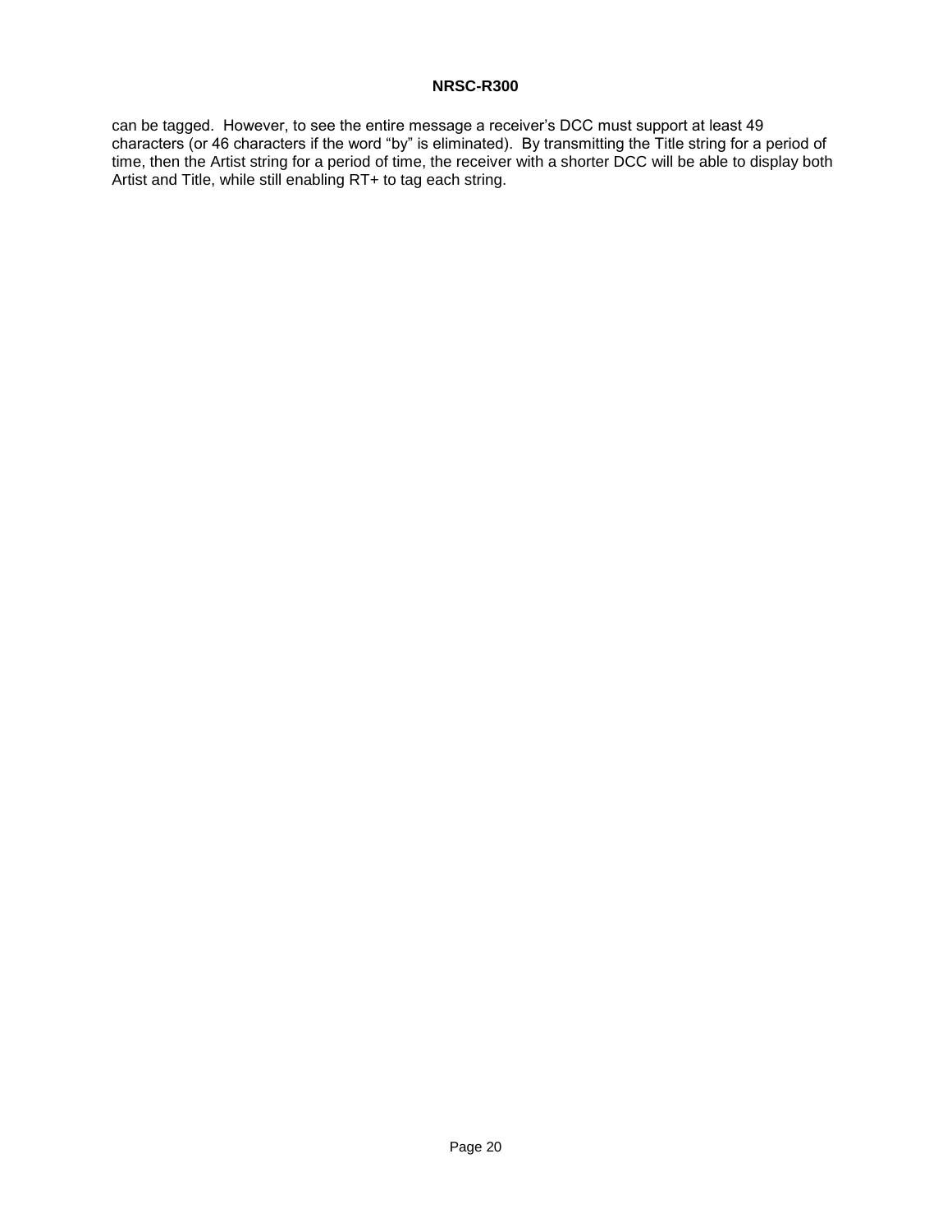can be tagged. However, to see the entire message a receiver's DCC must support at least 49 characters (or 46 characters if the word "by" is eliminated). By transmitting the Title string for a period of time, then the Artist string for a period of time, the receiver with a shorter DCC will be able to display both Artist and Title, while still enabling RT+ to tag each string.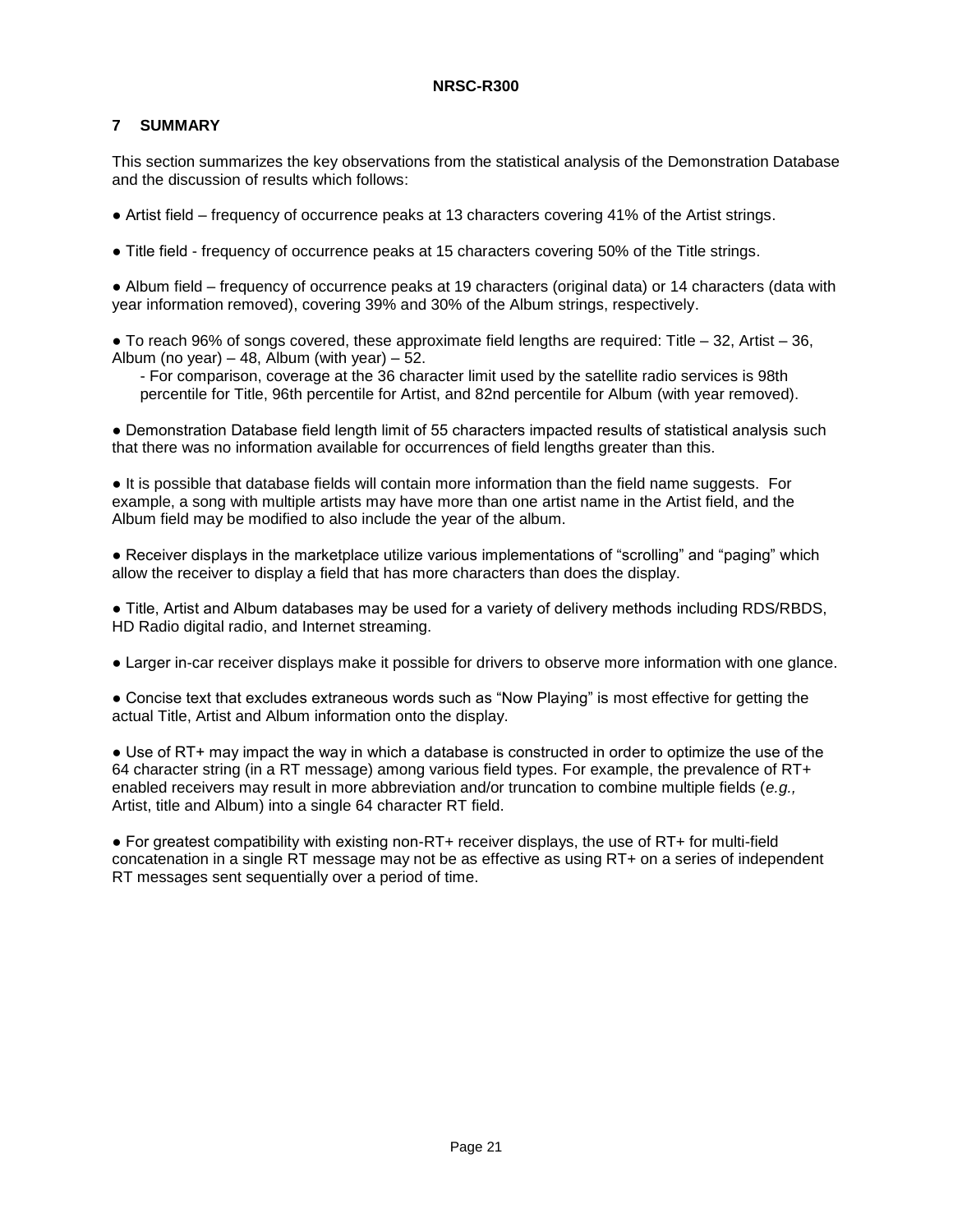## 7 SUMMARY

This section summarizes the key observations from the statistical analysis of the Demonstration Database and the discussion of results which follows:

- Artist field – frequency of occurrence peaks at 13 characters covering 41% of the Artist strings.
- Title field - frequency of occurrence peaks at 15 characters covering 50% of the Title strings.
- Album field – frequency of occurrence peaks at 19 characters (original data) or 14 characters (data with year information removed), covering 39% and 30% of the Album strings, respectively.
- To reach 96% of songs covered, these approximate field lengths are required: Title – 32, Artist – 36, Album (no year) – 48, Album (with year) – 52.
  - For comparison, coverage at the 36 character limit used by the satellite radio services is 98th percentile for Title, 96th percentile for Artist, and 82nd percentile for Album (with year removed).
- Demonstration Database field length limit of 55 characters impacted results of statistical analysis such that there was no information available for occurrences of field lengths greater than this.
- It is possible that database fields will contain more information than the field name suggests. For example, a song with multiple artists may have more than one artist name in the Artist field, and the Album field may be modified to also include the year of the album.
- Receiver displays in the marketplace utilize various implementations of "scrolling" and "paging" which allow the receiver to display a field that has more characters than does the display.
- Title, Artist and Album databases may be used for a variety of delivery methods including RDS/RBDS, HD Radio digital radio, and Internet streaming.
- Larger in-car receiver displays make it possible for drivers to observe more information with one glance.
- Concise text that excludes extraneous words such as "Now Playing" is most effective for getting the actual Title, Artist and Album information onto the display.
- Use of RT+ may impact the way in which a database is constructed in order to optimize the use of the 64 character string (in a RT message) among various field types. For example, the prevalence of RT+ enabled receivers may result in more abbreviation and/or truncation to combine multiple fields (*e.g.,* Artist, title and Album) into a single 64 character RT field.
- For greatest compatibility with existing non-RT+ receiver displays, the use of RT+ for multi-field concatenation in a single RT message may not be as effective as using RT+ on a series of independent RT messages sent sequentially over a period of time.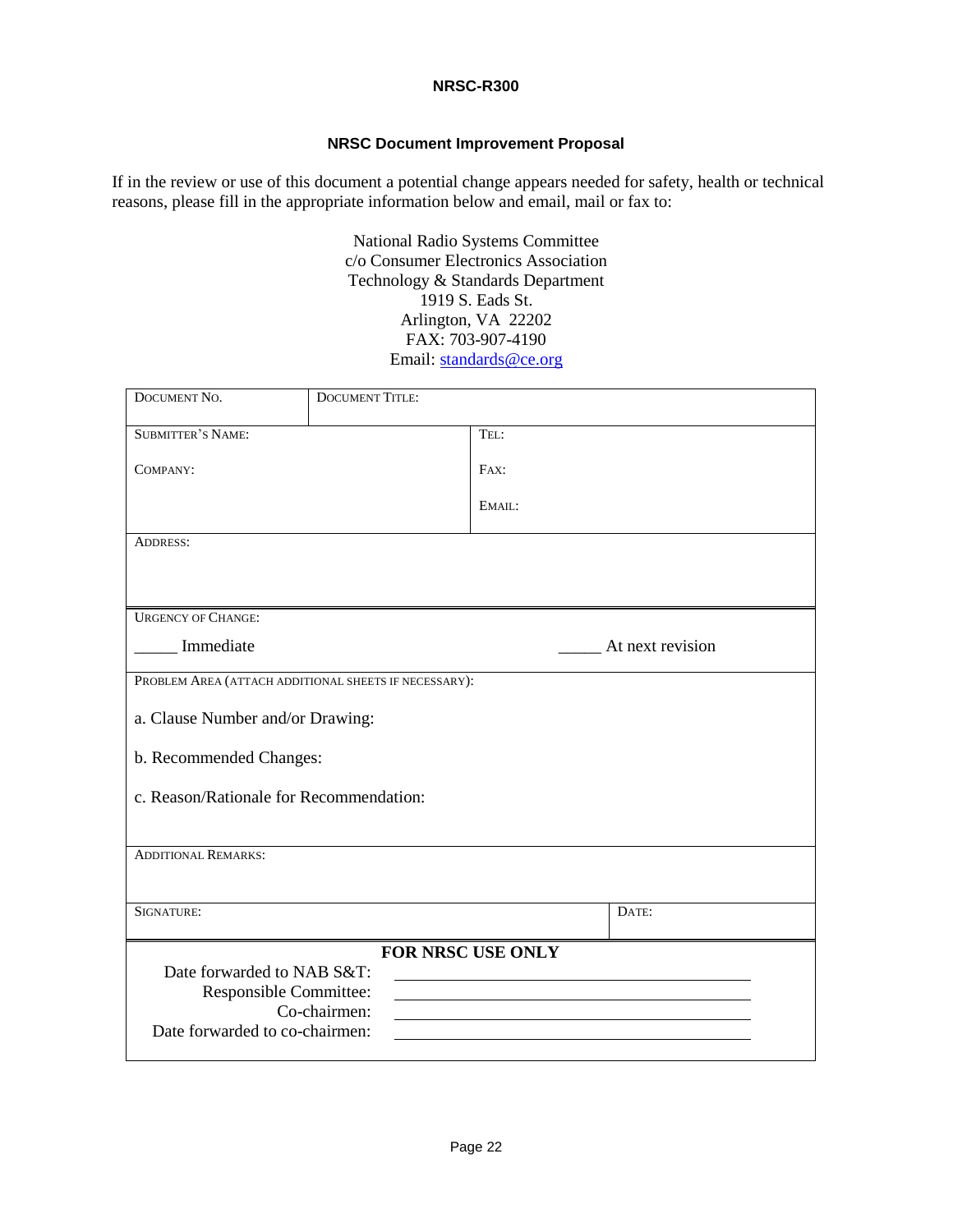**NRSC-R300**

## NRSC Document Improvement Proposal

If in the review or use of this document a potential change appears needed for safety, health or technical reasons, please fill in the appropriate information below and email, mail or fax to:

National Radio Systems Committee
c/o Consumer Electronics Association
Technology & Standards Department
1919 S. Eads St.
Arlington, VA 22202
FAX: 703-907-4190
Email: standards@ce.org

| | | | |
|---|---|---|---|
| DOCUMENT NO. | DOCUMENT TITLE: | | |
| SUBMITTER'S NAME:<br><br>COMPANY: | | TEL:<br><br>FAX:<br><br>EMAIL: | |
| ADDRESS: | | | |
| URGENCY OF CHANGE:<br><br>_____ Immediate | | _____ At next revision | |
| PROBLEM AREA (ATTACH ADDITIONAL SHEETS IF NECESSARY):<br><br>a. Clause Number and/or Drawing:<br><br>b. Recommended Changes:<br><br>c. Reason/Rationale for Recommendation: | | | |
| ADDITIONAL REMARKS: | | | |
| SIGNATURE: | | | DATE: |

**FOR NRSC USE ONLY**

Date forwarded to NAB S&T: ______________________

Responsible Committee: ______________________

Co-chairmen: ______________________

Date forwarded to co-chairmen: ______________________